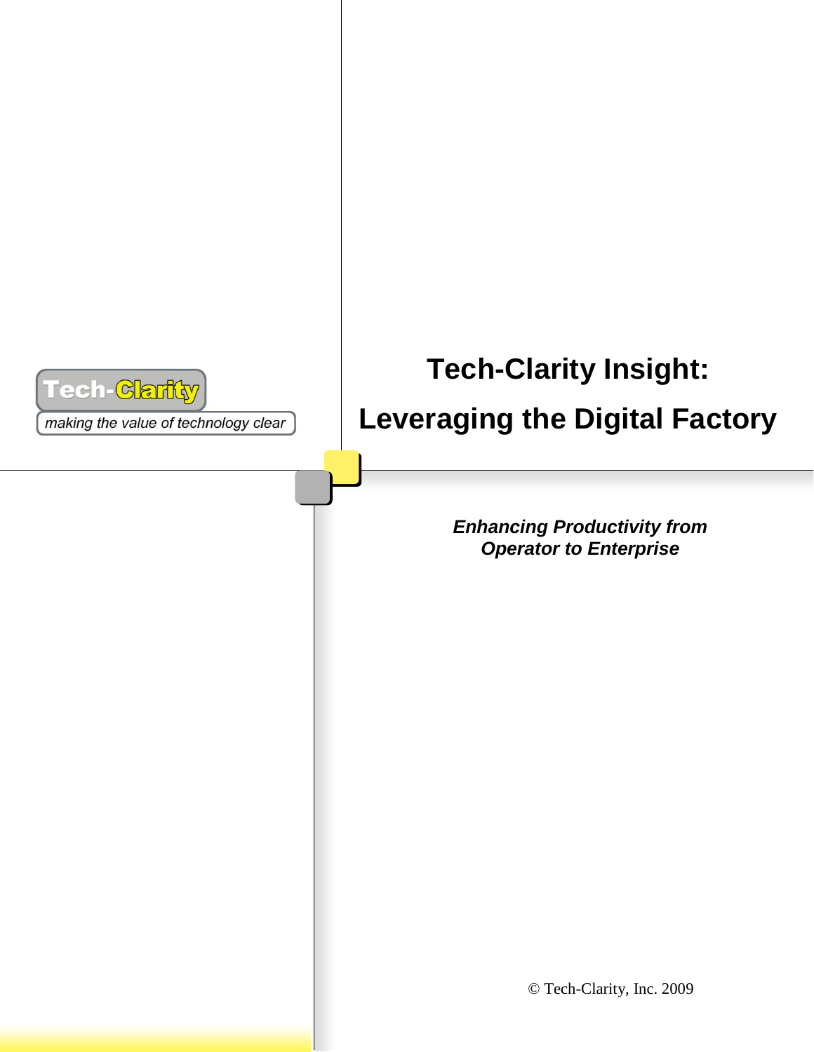Tech-Clarity

*making the value of technology clear*

# Tech-Clarity Insight:

# Leveraging the Digital Factory

***Enhancing Productivity from Operator to Enterprise***

© Tech-Clarity, Inc. 2009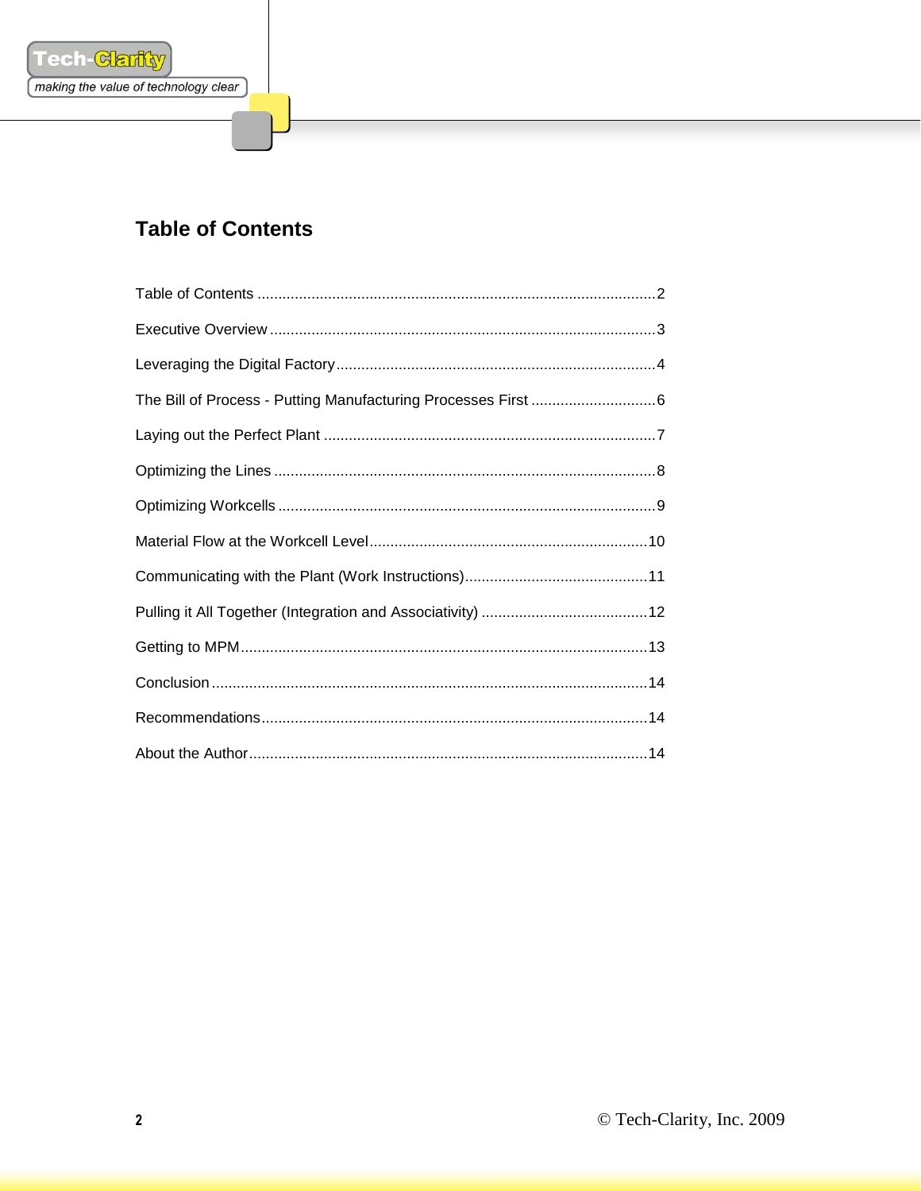## Table of Contents

Table of Contents ....................................................................................................2

Executive Overview .................................................................................................3

Leveraging the Digital Factory.................................................................................4

The Bill of Process - Putting Manufacturing Processes First ..............................6

Laying out the Perfect Plant ....................................................................................7

Optimizing the Lines ................................................................................................8

Optimizing Workcells ...............................................................................................9

Material Flow at the Workcell Level.......................................................................10

Communicating with the Plant (Work Instructions)............................................11

Pulling it All Together (Integration and Associativity) ........................................12

Getting to MPM.......................................................................................................13

Conclusion ..............................................................................................................14

Recommendations..................................................................................................14

About the Author.....................................................................................................14

© Tech-Clarity, Inc. 2009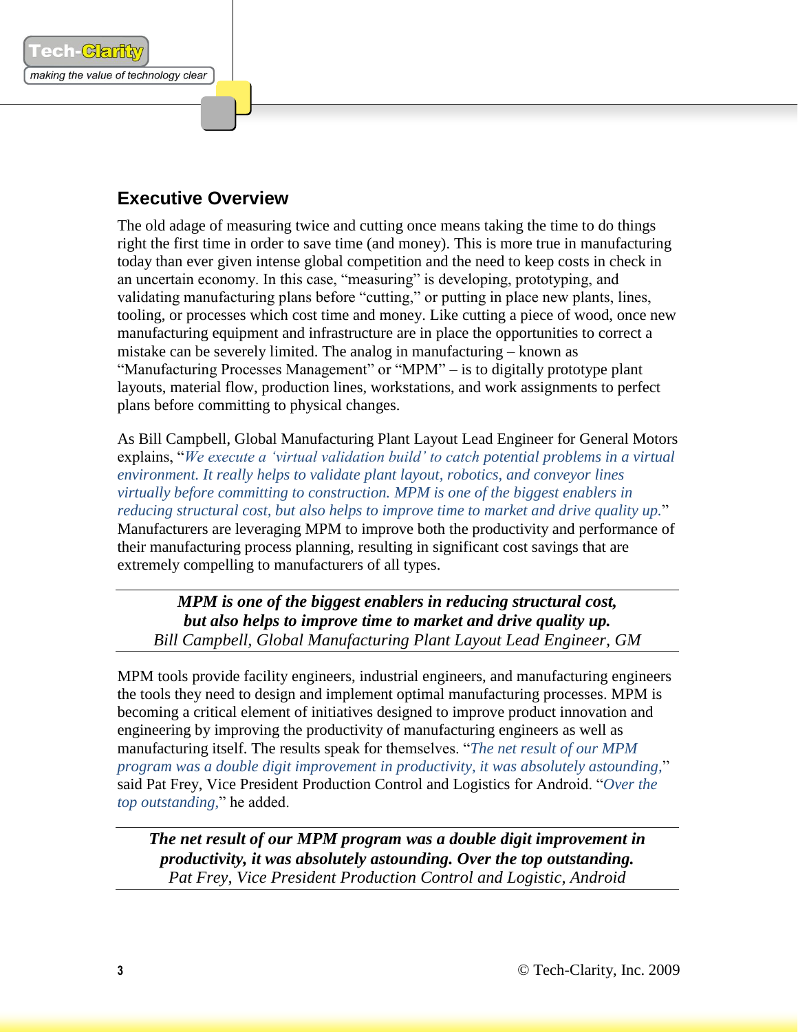## Executive Overview

The old adage of measuring twice and cutting once means taking the time to do things right the first time in order to save time (and money). This is more true in manufacturing today than ever given intense global competition and the need to keep costs in check in an uncertain economy. In this case, "measuring" is developing, prototyping, and validating manufacturing plans before "cutting," or putting in place new plants, lines, tooling, or processes which cost time and money. Like cutting a piece of wood, once new manufacturing equipment and infrastructure are in place the opportunities to correct a mistake can be severely limited. The analog in manufacturing – known as "Manufacturing Processes Management" or "MPM" – is to digitally prototype plant layouts, material flow, production lines, workstations, and work assignments to perfect plans before committing to physical changes.

As Bill Campbell, Global Manufacturing Plant Layout Lead Engineer for General Motors explains, "*We execute a 'virtual validation build' to catch potential problems in a virtual environment. It really helps to validate plant layout, robotics, and conveyor lines virtually before committing to construction. MPM is one of the biggest enablers in reducing structural cost, but also helps to improve time to market and drive quality up.*" Manufacturers are leveraging MPM to improve both the productivity and performance of their manufacturing process planning, resulting in significant cost savings that are extremely compelling to manufacturers of all types.

---

***MPM is one of the biggest enablers in reducing structural cost, but also helps to improve time to market and drive quality up.***
*Bill Campbell, Global Manufacturing Plant Layout Lead Engineer, GM*

---

MPM tools provide facility engineers, industrial engineers, and manufacturing engineers the tools they need to design and implement optimal manufacturing processes. MPM is becoming a critical element of initiatives designed to improve product innovation and engineering by improving the productivity of manufacturing engineers as well as manufacturing itself. The results speak for themselves. "*The net result of our MPM program was a double digit improvement in productivity, it was absolutely astounding,*" said Pat Frey, Vice President Production Control and Logistics for Android. "*Over the top outstanding,*" he added.

---

***The net result of our MPM program was a double digit improvement in productivity, it was absolutely astounding. Over the top outstanding.***
*Pat Frey, Vice President Production Control and Logistic, Android*

---

© Tech-Clarity, Inc. 2009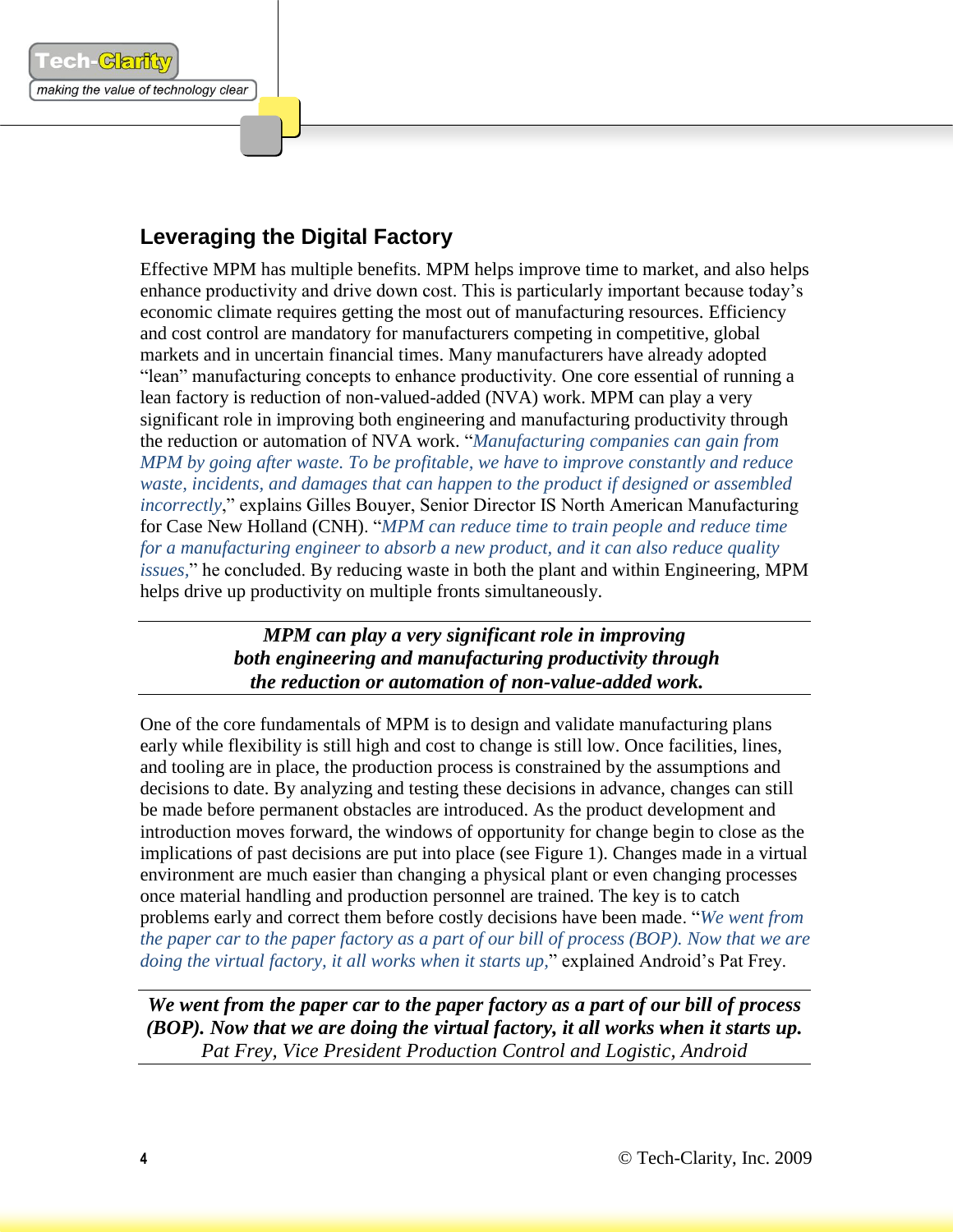## Leveraging the Digital Factory

Effective MPM has multiple benefits. MPM helps improve time to market, and also helps enhance productivity and drive down cost. This is particularly important because today's economic climate requires getting the most out of manufacturing resources. Efficiency and cost control are mandatory for manufacturers competing in competitive, global markets and in uncertain financial times. Many manufacturers have already adopted "lean" manufacturing concepts to enhance productivity. One core essential of running a lean factory is reduction of non-valued-added (NVA) work. MPM can play a very significant role in improving both engineering and manufacturing productivity through the reduction or automation of NVA work. "*Manufacturing companies can gain from MPM by going after waste. To be profitable, we have to improve constantly and reduce waste, incidents, and damages that can happen to the product if designed or assembled incorrectly*," explains Gilles Bouyer, Senior Director IS North American Manufacturing for Case New Holland (CNH). "*MPM can reduce time to train people and reduce time for a manufacturing engineer to absorb a new product, and it can also reduce quality issues,*" he concluded. By reducing waste in both the plant and within Engineering, MPM helps drive up productivity on multiple fronts simultaneously.

***MPM can play a very significant role in improving both engineering and manufacturing productivity through the reduction or automation of non-value-added work.***

One of the core fundamentals of MPM is to design and validate manufacturing plans early while flexibility is still high and cost to change is still low. Once facilities, lines, and tooling are in place, the production process is constrained by the assumptions and decisions to date. By analyzing and testing these decisions in advance, changes can still be made before permanent obstacles are introduced. As the product development and introduction moves forward, the windows of opportunity for change begin to close as the implications of past decisions are put into place (see Figure 1). Changes made in a virtual environment are much easier than changing a physical plant or even changing processes once material handling and production personnel are trained. The key is to catch problems early and correct them before costly decisions have been made. "*We went from the paper car to the paper factory as a part of our bill of process (BOP). Now that we are doing the virtual factory, it all works when it starts up,*" explained Android's Pat Frey.

***We went from the paper car to the paper factory as a part of our bill of process (BOP). Now that we are doing the virtual factory, it all works when it starts up.***
*Pat Frey, Vice President Production Control and Logistic, Android*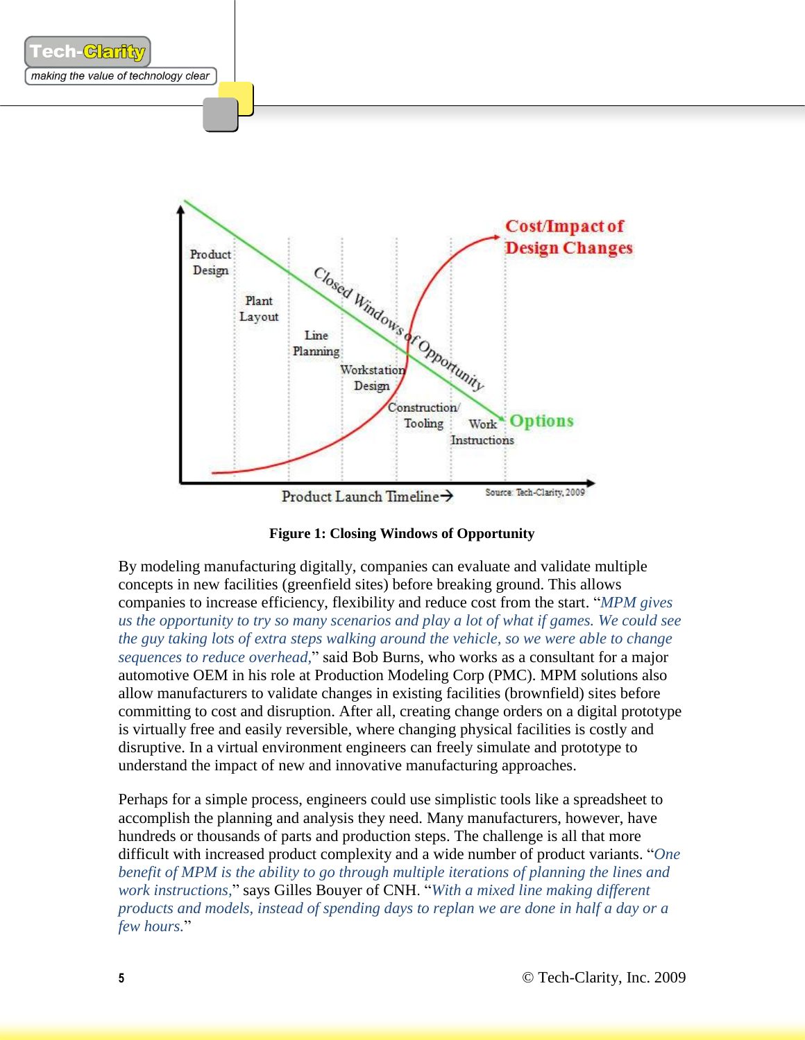**Figure 1: Closing Windows of Opportunity**

By modeling manufacturing digitally, companies can evaluate and validate multiple concepts in new facilities (greenfield sites) before breaking ground. This allows companies to increase efficiency, flexibility and reduce cost from the start. "*MPM gives us the opportunity to try so many scenarios and play a lot of what if games. We could see the guy taking lots of extra steps walking around the vehicle, so we were able to change sequences to reduce overhead,*" said Bob Burns, who works as a consultant for a major automotive OEM in his role at Production Modeling Corp (PMC). MPM solutions also allow manufacturers to validate changes in existing facilities (brownfield) sites before committing to cost and disruption. After all, creating change orders on a digital prototype is virtually free and easily reversible, where changing physical facilities is costly and disruptive. In a virtual environment engineers can freely simulate and prototype to understand the impact of new and innovative manufacturing approaches.

Perhaps for a simple process, engineers could use simplistic tools like a spreadsheet to accomplish the planning and analysis they need. Many manufacturers, however, have hundreds or thousands of parts and production steps. The challenge is all that more difficult with increased product complexity and a wide number of product variants. "*One benefit of MPM is the ability to go through multiple iterations of planning the lines and work instructions,*" says Gilles Bouyer of CNH. "*With a mixed line making different products and models, instead of spending days to replan we are done in half a day or a few hours.*"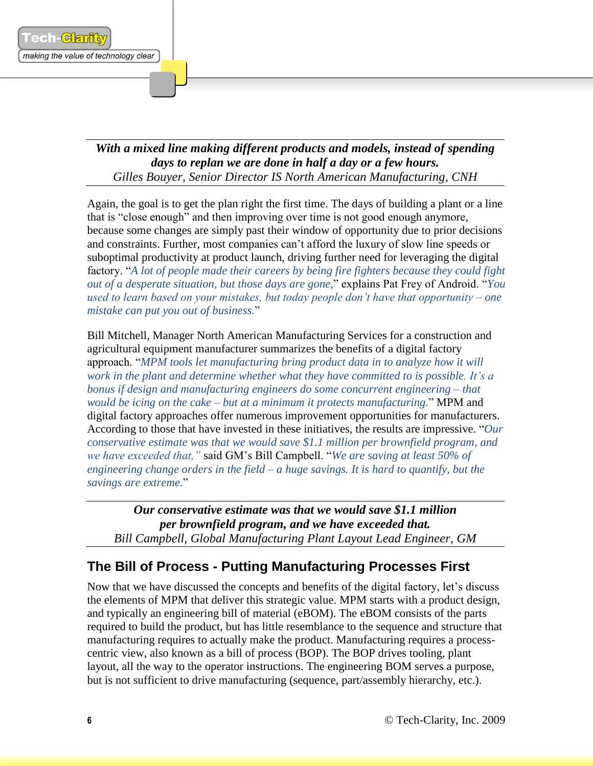**With a mixed line making different products and models, instead of spending days to replan we are done in half a day or a few hours.**
*Gilles Bouyer, Senior Director IS North American Manufacturing, CNH*

Again, the goal is to get the plan right the first time. The days of building a plant or a line that is "close enough" and then improving over time is not good enough anymore, because some changes are simply past their window of opportunity due to prior decisions and constraints. Further, most companies can't afford the luxury of slow line speeds or suboptimal productivity at product launch, driving further need for leveraging the digital factory. "*A lot of people made their careers by being fire fighters because they could fight out of a desperate situation, but those days are gone,*" explains Pat Frey of Android. "*You used to learn based on your mistakes, but today people don't have that opportunity – one mistake can put you out of business.*"

Bill Mitchell, Manager North American Manufacturing Services for a construction and agricultural equipment manufacturer summarizes the benefits of a digital factory approach. "*MPM tools let manufacturing bring product data in to analyze how it will work in the plant and determine whether what they have committed to is possible. It's a bonus if design and manufacturing engineers do some concurrent engineering – that would be icing on the cake – but at a minimum it protects manufacturing.*" MPM and digital factory approaches offer numerous improvement opportunities for manufacturers. According to those that have invested in these initiatives, the results are impressive. "*Our conservative estimate was that we would save $1.1 million per brownfield program, and we have exceeded that,*" said GM's Bill Campbell. "*We are saving at least 50% of engineering change orders in the field – a huge savings. It is hard to quantify, but the savings are extreme.*"

**Our conservative estimate was that we would save $1.1 million per brownfield program, and we have exceeded that.**
*Bill Campbell, Global Manufacturing Plant Layout Lead Engineer, GM*

## The Bill of Process - Putting Manufacturing Processes First

Now that we have discussed the concepts and benefits of the digital factory, let's discuss the elements of MPM that deliver this strategic value. MPM starts with a product design, and typically an engineering bill of material (eBOM). The eBOM consists of the parts required to build the product, but has little resemblance to the sequence and structure that manufacturing requires to actually make the product. Manufacturing requires a process-centric view, also known as a bill of process (BOP). The BOP drives tooling, plant layout, all the way to the operator instructions. The engineering BOM serves a purpose, but is not sufficient to drive manufacturing (sequence, part/assembly hierarchy, etc.).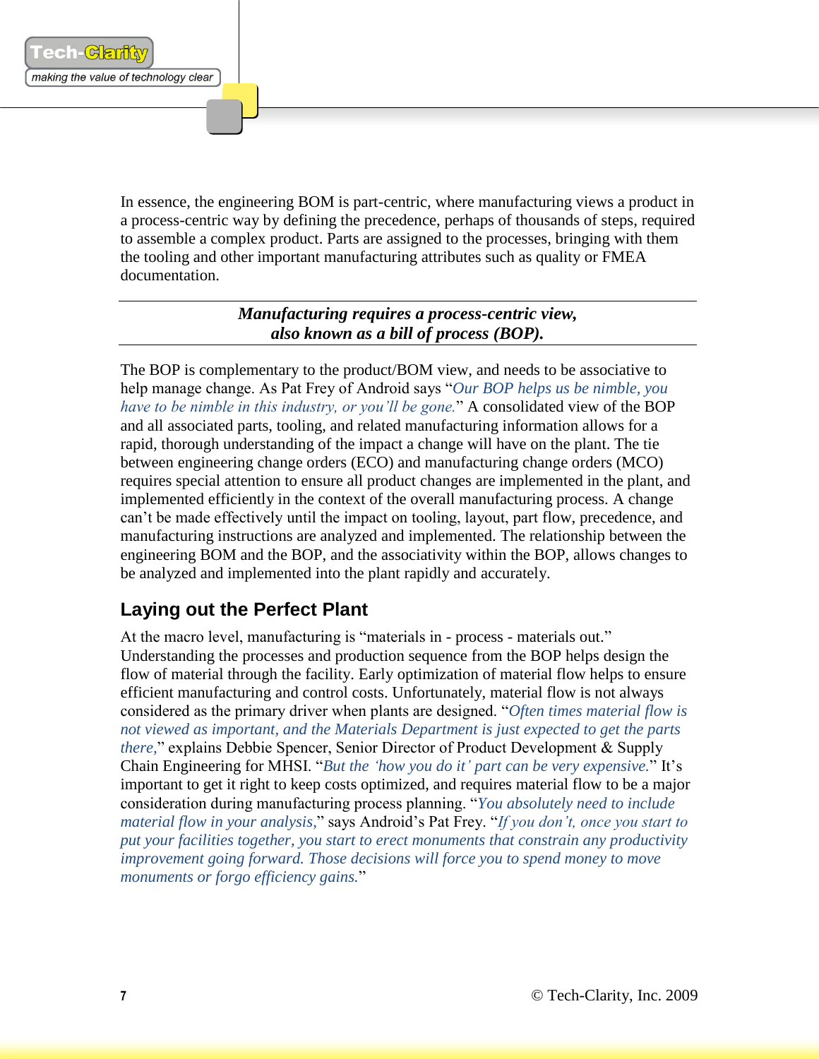In essence, the engineering BOM is part-centric, where manufacturing views a product in a process-centric way by defining the precedence, perhaps of thousands of steps, required to assemble a complex product. Parts are assigned to the processes, bringing with them the tooling and other important manufacturing attributes such as quality or FMEA documentation.

---

***Manufacturing requires a process-centric view, also known as a bill of process (BOP).***

---

The BOP is complementary to the product/BOM view, and needs to be associative to help manage change. As Pat Frey of Android says "*Our BOP helps us be nimble, you have to be nimble in this industry, or you'll be gone.*" A consolidated view of the BOP and all associated parts, tooling, and related manufacturing information allows for a rapid, thorough understanding of the impact a change will have on the plant. The tie between engineering change orders (ECO) and manufacturing change orders (MCO) requires special attention to ensure all product changes are implemented in the plant, and implemented efficiently in the context of the overall manufacturing process. A change can't be made effectively until the impact on tooling, layout, part flow, precedence, and manufacturing instructions are analyzed and implemented. The relationship between the engineering BOM and the BOP, and the associativity within the BOP, allows changes to be analyzed and implemented into the plant rapidly and accurately.

## Laying out the Perfect Plant

At the macro level, manufacturing is "materials in - process - materials out." Understanding the processes and production sequence from the BOP helps design the flow of material through the facility. Early optimization of material flow helps to ensure efficient manufacturing and control costs. Unfortunately, material flow is not always considered as the primary driver when plants are designed. "*Often times material flow is not viewed as important, and the Materials Department is just expected to get the parts there,*" explains Debbie Spencer, Senior Director of Product Development & Supply Chain Engineering for MHSI. "*But the 'how you do it' part can be very expensive.*" It's important to get it right to keep costs optimized, and requires material flow to be a major consideration during manufacturing process planning. "*You absolutely need to include material flow in your analysis,*" says Android's Pat Frey. "*If you don't, once you start to put your facilities together, you start to erect monuments that constrain any productivity improvement going forward. Those decisions will force you to spend money to move monuments or forgo efficiency gains.*"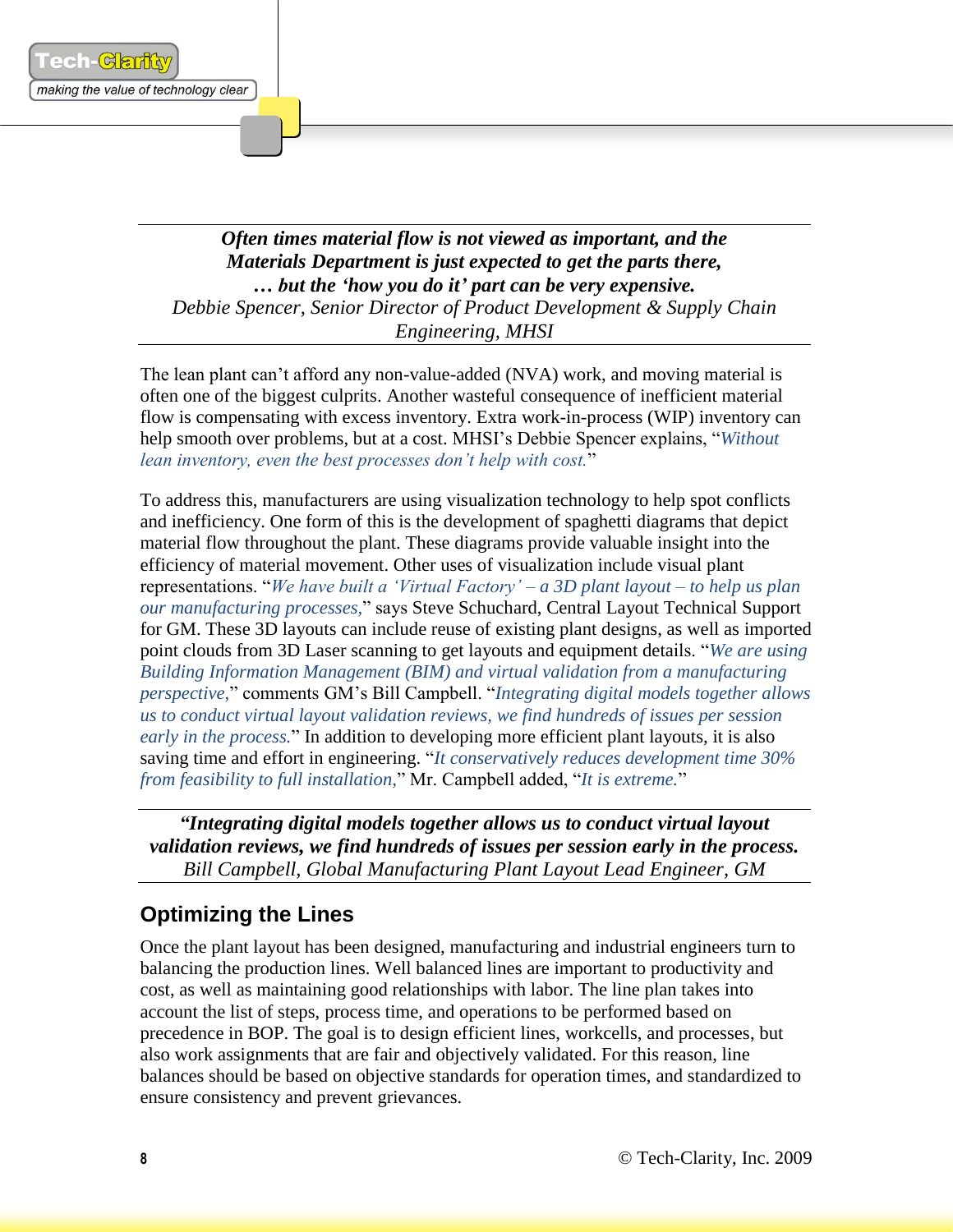***Often times material flow is not viewed as important, and the Materials Department is just expected to get the parts there, … but the 'how you do it' part can be very expensive.***
*Debbie Spencer, Senior Director of Product Development & Supply Chain Engineering, MHSI*

The lean plant can't afford any non-value-added (NVA) work, and moving material is often one of the biggest culprits. Another wasteful consequence of inefficient material flow is compensating with excess inventory. Extra work-in-process (WIP) inventory can help smooth over problems, but at a cost. MHSI's Debbie Spencer explains, "*Without lean inventory, even the best processes don't help with cost.*"

To address this, manufacturers are using visualization technology to help spot conflicts and inefficiency. One form of this is the development of spaghetti diagrams that depict material flow throughout the plant. These diagrams provide valuable insight into the efficiency of material movement. Other uses of visualization include visual plant representations. "*We have built a 'Virtual Factory' – a 3D plant layout – to help us plan our manufacturing processes,*" says Steve Schuchard, Central Layout Technical Support for GM. These 3D layouts can include reuse of existing plant designs, as well as imported point clouds from 3D Laser scanning to get layouts and equipment details. "*We are using Building Information Management (BIM) and virtual validation from a manufacturing perspective,*" comments GM's Bill Campbell. "*Integrating digital models together allows us to conduct virtual layout validation reviews, we find hundreds of issues per session early in the process.*" In addition to developing more efficient plant layouts, it is also saving time and effort in engineering. "*It conservatively reduces development time 30% from feasibility to full installation,*" Mr. Campbell added, "*It is extreme.*"

***"Integrating digital models together allows us to conduct virtual layout validation reviews, we find hundreds of issues per session early in the process.***
*Bill Campbell, Global Manufacturing Plant Layout Lead Engineer, GM*

## Optimizing the Lines

Once the plant layout has been designed, manufacturing and industrial engineers turn to balancing the production lines. Well balanced lines are important to productivity and cost, as well as maintaining good relationships with labor. The line plan takes into account the list of steps, process time, and operations to be performed based on precedence in BOP. The goal is to design efficient lines, workcells, and processes, but also work assignments that are fair and objectively validated. For this reason, line balances should be based on objective standards for operation times, and standardized to ensure consistency and prevent grievances.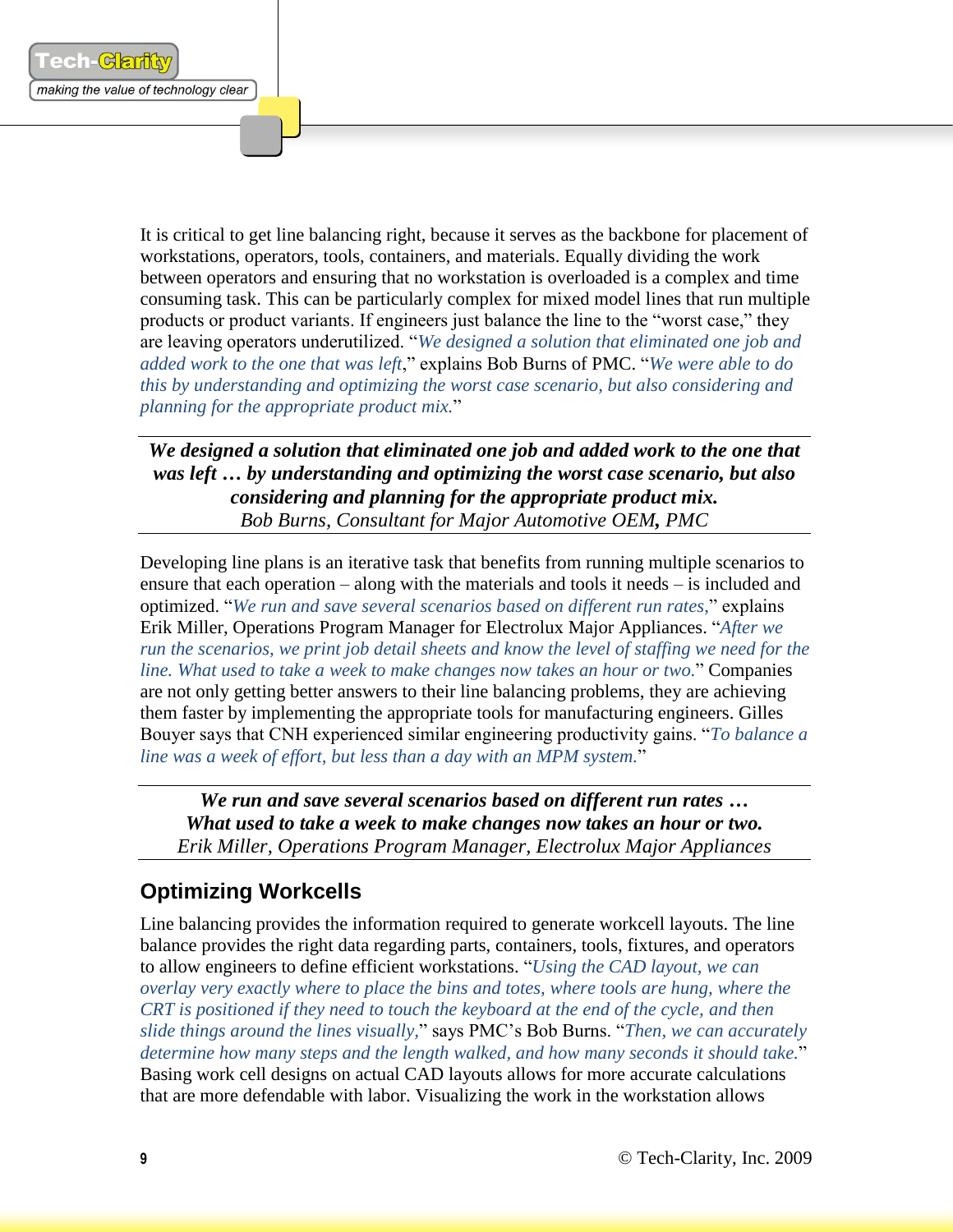It is critical to get line balancing right, because it serves as the backbone for placement of workstations, operators, tools, containers, and materials. Equally dividing the work between operators and ensuring that no workstation is overloaded is a complex and time consuming task. This can be particularly complex for mixed model lines that run multiple products or product variants. If engineers just balance the line to the "worst case," they are leaving operators underutilized. "*We designed a solution that eliminated one job and added work to the one that was left*," explains Bob Burns of PMC. "*We were able to do this by understanding and optimizing the worst case scenario, but also considering and planning for the appropriate product mix.*"

---

***We designed a solution that eliminated one job and added work to the one that was left … by understanding and optimizing the worst case scenario, but also considering and planning for the appropriate product mix.***
*Bob Burns, Consultant for Major Automotive OEM, PMC*

---

Developing line plans is an iterative task that benefits from running multiple scenarios to ensure that each operation – along with the materials and tools it needs – is included and optimized. "*We run and save several scenarios based on different run rates,*" explains Erik Miller, Operations Program Manager for Electrolux Major Appliances. "*After we run the scenarios, we print job detail sheets and know the level of staffing we need for the line. What used to take a week to make changes now takes an hour or two.*" Companies are not only getting better answers to their line balancing problems, they are achieving them faster by implementing the appropriate tools for manufacturing engineers. Gilles Bouyer says that CNH experienced similar engineering productivity gains. "*To balance a line was a week of effort, but less than a day with an MPM system.*"

---

***We run and save several scenarios based on different run rates … What used to take a week to make changes now takes an hour or two.***
*Erik Miller, Operations Program Manager, Electrolux Major Appliances*

---

## Optimizing Workcells

Line balancing provides the information required to generate workcell layouts. The line balance provides the right data regarding parts, containers, tools, fixtures, and operators to allow engineers to define efficient workstations. "*Using the CAD layout, we can overlay very exactly where to place the bins and totes, where tools are hung, where the CRT is positioned if they need to touch the keyboard at the end of the cycle, and then slide things around the lines visually,*" says PMC's Bob Burns. "*Then, we can accurately determine how many steps and the length walked, and how many seconds it should take.*" Basing work cell designs on actual CAD layouts allows for more accurate calculations that are more defendable with labor. Visualizing the work in the workstation allows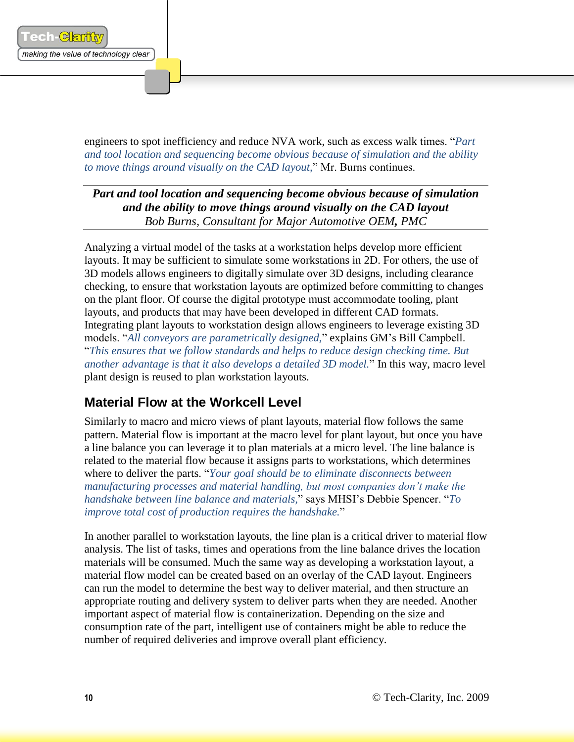engineers to spot inefficiency and reduce NVA work, such as excess walk times. "*Part and tool location and sequencing become obvious because of simulation and the ability to move things around visually on the CAD layout,*" Mr. Burns continues.

---

***Part and tool location and sequencing become obvious because of simulation and the ability to move things around visually on the CAD layout***
*Bob Burns, Consultant for Major Automotive OEM, PMC*

---

Analyzing a virtual model of the tasks at a workstation helps develop more efficient layouts. It may be sufficient to simulate some workstations in 2D. For others, the use of 3D models allows engineers to digitally simulate over 3D designs, including clearance checking, to ensure that workstation layouts are optimized before committing to changes on the plant floor. Of course the digital prototype must accommodate tooling, plant layouts, and products that may have been developed in different CAD formats. Integrating plant layouts to workstation design allows engineers to leverage existing 3D models. "*All conveyors are parametrically designed,*" explains GM's Bill Campbell. "*This ensures that we follow standards and helps to reduce design checking time. But another advantage is that it also develops a detailed 3D model.*" In this way, macro level plant design is reused to plan workstation layouts.

## Material Flow at the Workcell Level

Similarly to macro and micro views of plant layouts, material flow follows the same pattern. Material flow is important at the macro level for plant layout, but once you have a line balance you can leverage it to plan materials at a micro level. The line balance is related to the material flow because it assigns parts to workstations, which determines where to deliver the parts. "*Your goal should be to eliminate disconnects between manufacturing processes and material handling, but most companies don't make the handshake between line balance and materials,*" says MHSI's Debbie Spencer. "*To improve total cost of production requires the handshake.*"

In another parallel to workstation layouts, the line plan is a critical driver to material flow analysis. The list of tasks, times and operations from the line balance drives the location materials will be consumed. Much the same way as developing a workstation layout, a material flow model can be created based on an overlay of the CAD layout. Engineers can run the model to determine the best way to deliver material, and then structure an appropriate routing and delivery system to deliver parts when they are needed. Another important aspect of material flow is containerization. Depending on the size and consumption rate of the part, intelligent use of containers might be able to reduce the number of required deliveries and improve overall plant efficiency.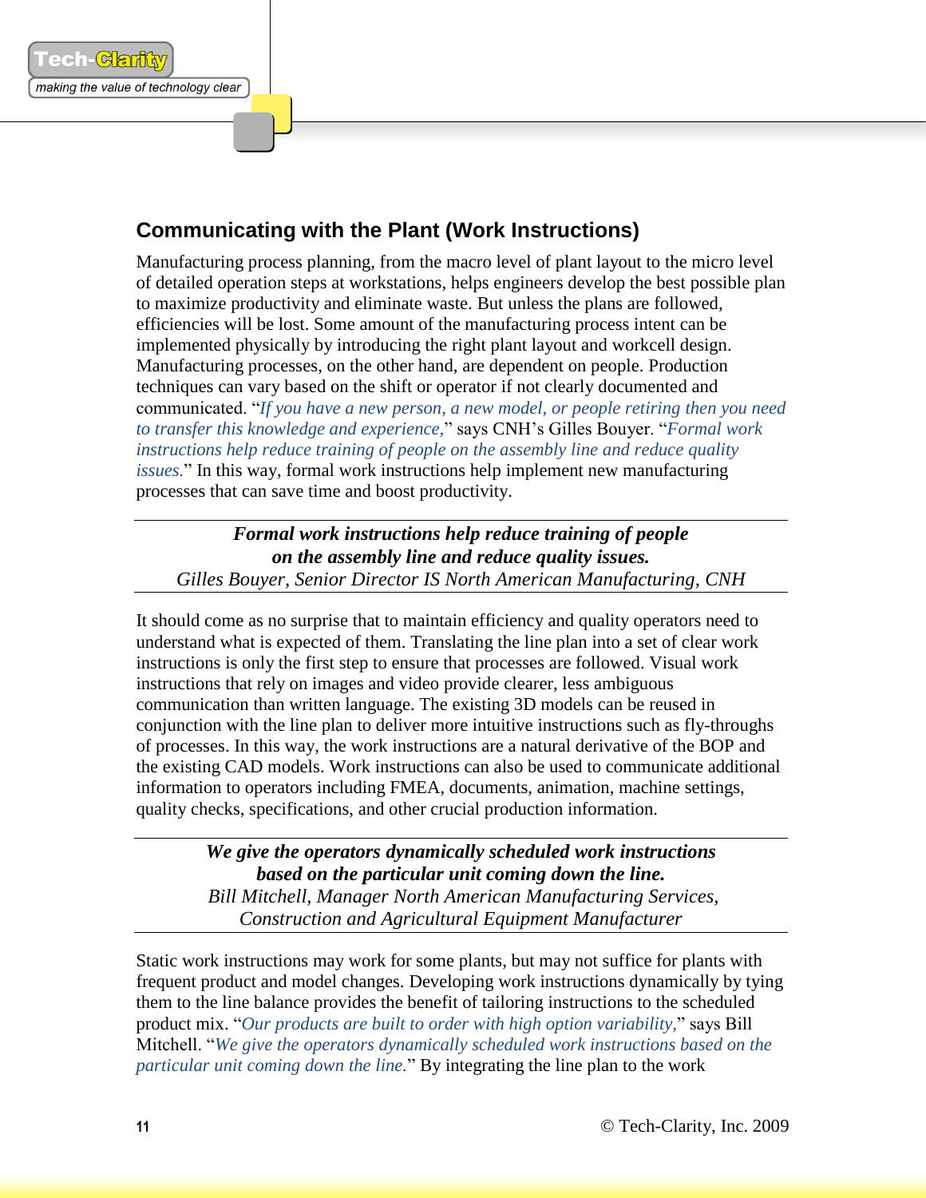## Communicating with the Plant (Work Instructions)

Manufacturing process planning, from the macro level of plant layout to the micro level of detailed operation steps at workstations, helps engineers develop the best possible plan to maximize productivity and eliminate waste. But unless the plans are followed, efficiencies will be lost. Some amount of the manufacturing process intent can be implemented physically by introducing the right plant layout and workcell design. Manufacturing processes, on the other hand, are dependent on people. Production techniques can vary based on the shift or operator if not clearly documented and communicated. "*If you have a new person, a new model, or people retiring then you need to transfer this knowledge and experience,*" says CNH's Gilles Bouyer. "*Formal work instructions help reduce training of people on the assembly line and reduce quality issues.*" In this way, formal work instructions help implement new manufacturing processes that can save time and boost productivity.

---

***Formal work instructions help reduce training of people on the assembly line and reduce quality issues.***
*Gilles Bouyer, Senior Director IS North American Manufacturing, CNH*

---

It should come as no surprise that to maintain efficiency and quality operators need to understand what is expected of them. Translating the line plan into a set of clear work instructions is only the first step to ensure that processes are followed. Visual work instructions that rely on images and video provide clearer, less ambiguous communication than written language. The existing 3D models can be reused in conjunction with the line plan to deliver more intuitive instructions such as fly-throughs of processes. In this way, the work instructions are a natural derivative of the BOP and the existing CAD models. Work instructions can also be used to communicate additional information to operators including FMEA, documents, animation, machine settings, quality checks, specifications, and other crucial production information.

---

***We give the operators dynamically scheduled work instructions based on the particular unit coming down the line.***
*Bill Mitchell, Manager North American Manufacturing Services, Construction and Agricultural Equipment Manufacturer*

---

Static work instructions may work for some plants, but may not suffice for plants with frequent product and model changes. Developing work instructions dynamically by tying them to the line balance provides the benefit of tailoring instructions to the scheduled product mix. "*Our products are built to order with high option variability,*" says Bill Mitchell. "*We give the operators dynamically scheduled work instructions based on the particular unit coming down the line.*" By integrating the line plan to the work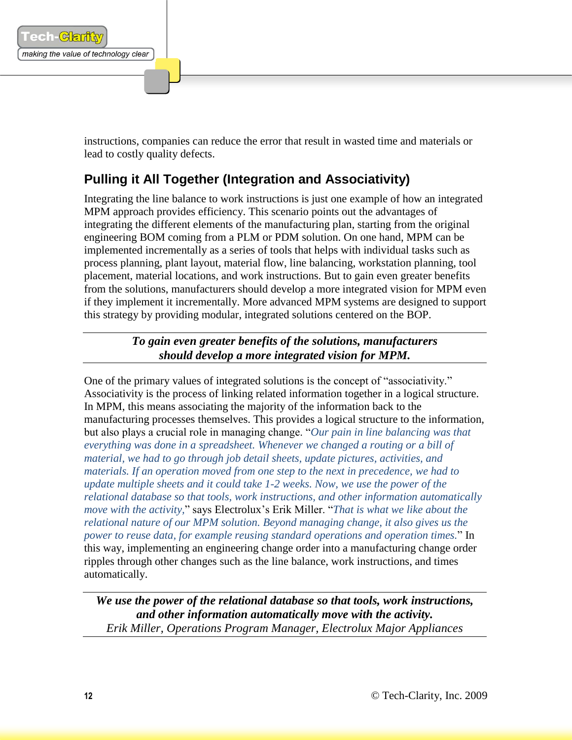instructions, companies can reduce the error that result in wasted time and materials or lead to costly quality defects.

## Pulling it All Together (Integration and Associativity)

Integrating the line balance to work instructions is just one example of how an integrated MPM approach provides efficiency. This scenario points out the advantages of integrating the different elements of the manufacturing plan, starting from the original engineering BOM coming from a PLM or PDM solution. On one hand, MPM can be implemented incrementally as a series of tools that helps with individual tasks such as process planning, plant layout, material flow, line balancing, workstation planning, tool placement, material locations, and work instructions. But to gain even greater benefits from the solutions, manufacturers should develop a more integrated vision for MPM even if they implement it incrementally. More advanced MPM systems are designed to support this strategy by providing modular, integrated solutions centered on the BOP.

---

***To gain even greater benefits of the solutions, manufacturers should develop a more integrated vision for MPM.***

---

One of the primary values of integrated solutions is the concept of "associativity." Associativity is the process of linking related information together in a logical structure. In MPM, this means associating the majority of the information back to the manufacturing processes themselves. This provides a logical structure to the information, but also plays a crucial role in managing change. "*Our pain in line balancing was that everything was done in a spreadsheet. Whenever we changed a routing or a bill of material, we had to go through job detail sheets, update pictures, activities, and materials. If an operation moved from one step to the next in precedence, we had to update multiple sheets and it could take 1-2 weeks. Now, we use the power of the relational database so that tools, work instructions, and other information automatically move with the activity,*" says Electrolux's Erik Miller. "*That is what we like about the relational nature of our MPM solution. Beyond managing change, it also gives us the power to reuse data, for example reusing standard operations and operation times.*" In this way, implementing an engineering change order into a manufacturing change order ripples through other changes such as the line balance, work instructions, and times automatically.

---

***We use the power of the relational database so that tools, work instructions, and other information automatically move with the activity.***
*Erik Miller, Operations Program Manager, Electrolux Major Appliances*

---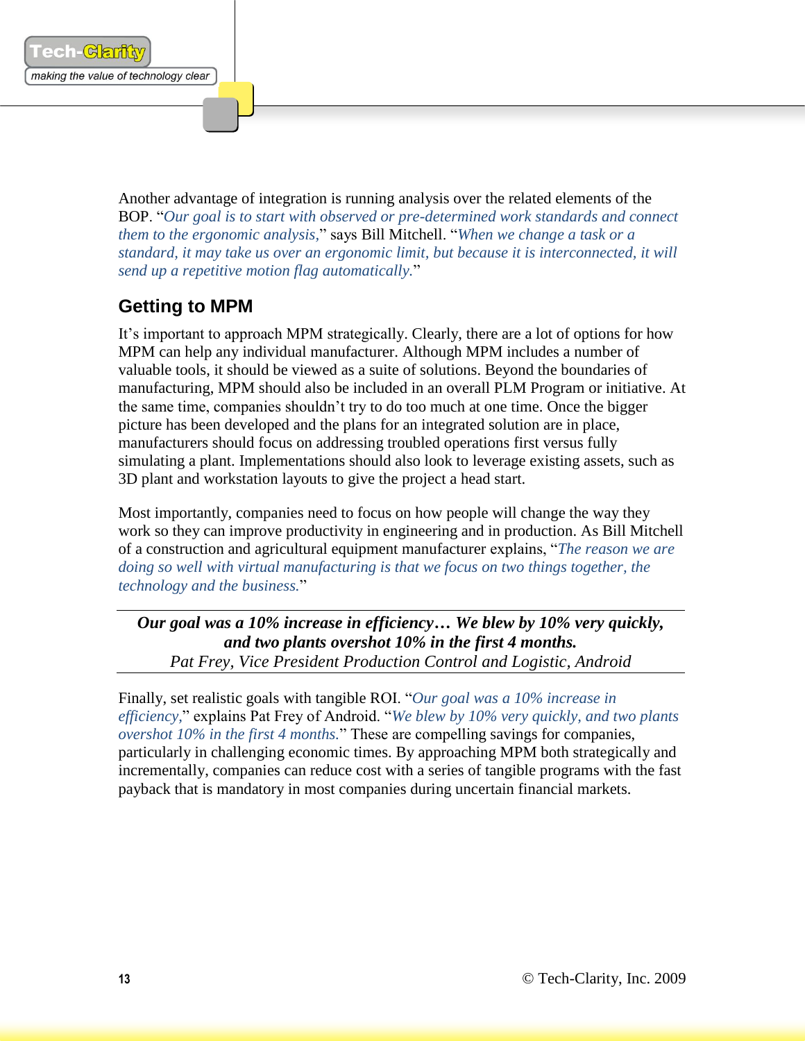Another advantage of integration is running analysis over the related elements of the BOP. "*Our goal is to start with observed or pre-determined work standards and connect them to the ergonomic analysis,*" says Bill Mitchell. "*When we change a task or a standard, it may take us over an ergonomic limit, but because it is interconnected, it will send up a repetitive motion flag automatically.*"

## Getting to MPM

It's important to approach MPM strategically. Clearly, there are a lot of options for how MPM can help any individual manufacturer. Although MPM includes a number of valuable tools, it should be viewed as a suite of solutions. Beyond the boundaries of manufacturing, MPM should also be included in an overall PLM Program or initiative. At the same time, companies shouldn't try to do too much at one time. Once the bigger picture has been developed and the plans for an integrated solution are in place, manufacturers should focus on addressing troubled operations first versus fully simulating a plant. Implementations should also look to leverage existing assets, such as 3D plant and workstation layouts to give the project a head start.

Most importantly, companies need to focus on how people will change the way they work so they can improve productivity in engineering and in production. As Bill Mitchell of a construction and agricultural equipment manufacturer explains, "*The reason we are doing so well with virtual manufacturing is that we focus on two things together, the technology and the business.*"

---

***Our goal was a 10% increase in efficiency… We blew by 10% very quickly, and two plants overshot 10% in the first 4 months.***
*Pat Frey, Vice President Production Control and Logistic, Android*

---

Finally, set realistic goals with tangible ROI. "*Our goal was a 10% increase in efficiency,*" explains Pat Frey of Android. "*We blew by 10% very quickly, and two plants overshot 10% in the first 4 months.*" These are compelling savings for companies, particularly in challenging economic times. By approaching MPM both strategically and incrementally, companies can reduce cost with a series of tangible programs with the fast payback that is mandatory in most companies during uncertain financial markets.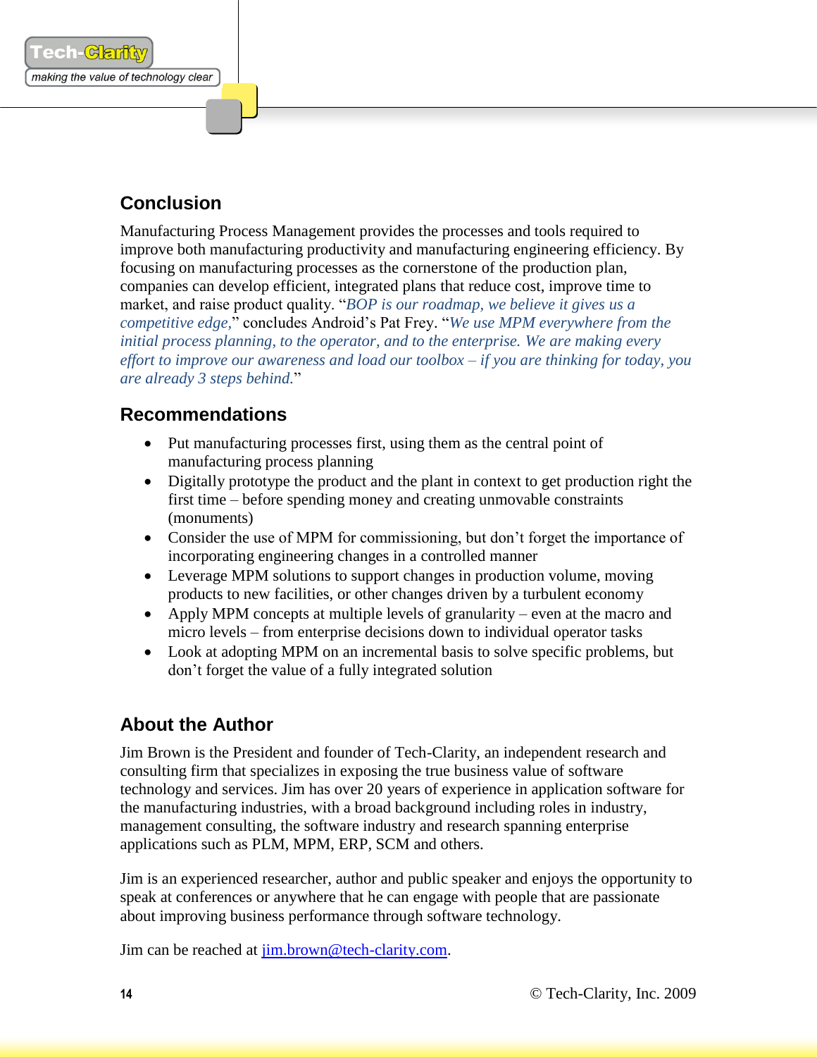## Conclusion

Manufacturing Process Management provides the processes and tools required to improve both manufacturing productivity and manufacturing engineering efficiency. By focusing on manufacturing processes as the cornerstone of the production plan, companies can develop efficient, integrated plans that reduce cost, improve time to market, and raise product quality. "*BOP is our roadmap, we believe it gives us a competitive edge,*" concludes Android's Pat Frey. "*We use MPM everywhere from the initial process planning, to the operator, and to the enterprise. We are making every effort to improve our awareness and load our toolbox – if you are thinking for today, you are already 3 steps behind.*"

## Recommendations

- Put manufacturing processes first, using them as the central point of manufacturing process planning
- Digitally prototype the product and the plant in context to get production right the first time – before spending money and creating unmovable constraints (monuments)
- Consider the use of MPM for commissioning, but don't forget the importance of incorporating engineering changes in a controlled manner
- Leverage MPM solutions to support changes in production volume, moving products to new facilities, or other changes driven by a turbulent economy
- Apply MPM concepts at multiple levels of granularity – even at the macro and micro levels – from enterprise decisions down to individual operator tasks
- Look at adopting MPM on an incremental basis to solve specific problems, but don't forget the value of a fully integrated solution

## About the Author

Jim Brown is the President and founder of Tech-Clarity, an independent research and consulting firm that specializes in exposing the true business value of software technology and services. Jim has over 20 years of experience in application software for the manufacturing industries, with a broad background including roles in industry, management consulting, the software industry and research spanning enterprise applications such as PLM, MPM, ERP, SCM and others.

Jim is an experienced researcher, author and public speaker and enjoys the opportunity to speak at conferences or anywhere that he can engage with people that are passionate about improving business performance through software technology.

Jim can be reached at jim.brown@tech-clarity.com.

© Tech-Clarity, Inc. 2009